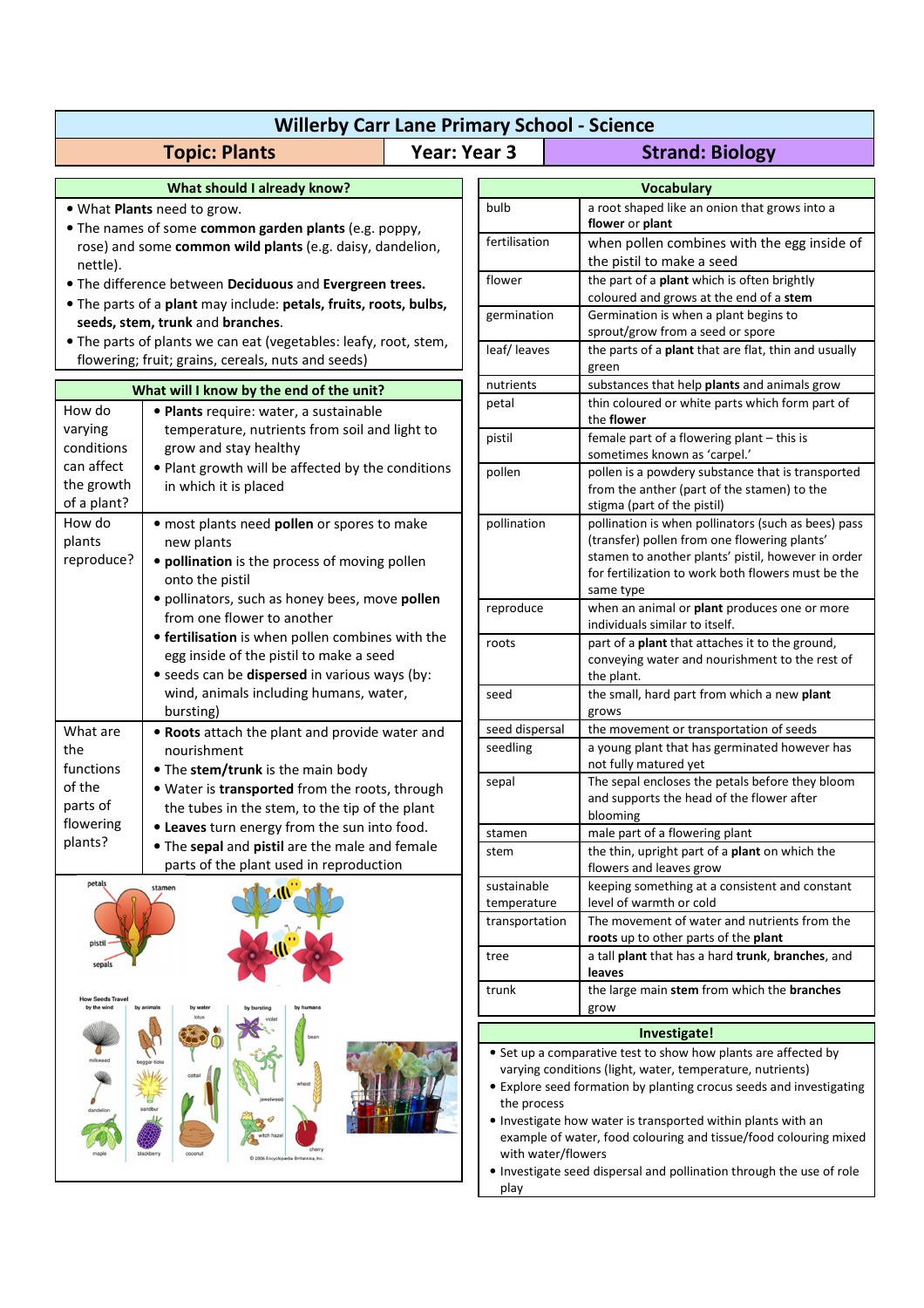# Willerby Carr Lane Primary School - Science

| Topic: Plants | Year: Year 3 | Strand: Biology |
|---|---|---|

## What should I already know?

- What **Plants** need to grow.
- The names of some **common garden plants** (e.g. poppy, rose) and some **common wild plants** (e.g. daisy, dandelion, nettle).
- The difference between **Deciduous** and **Evergreen trees.**
- The parts of a **plant** may include: **petals, fruits, roots, bulbs, seeds, stem, trunk** and **branches.**
- The parts of plants we can eat (vegetables: leafy, root, stem, flowering; fruit; grains, cereals, nuts and seeds)

## What will I know by the end of the unit?

| | |
|---|---|
| How do varying conditions can affect the growth of a plant? | • **Plants** require: water, a sustainable temperature, nutrients from soil and light to grow and stay healthy<br>• Plant growth will be affected by the conditions in which it is placed |
| How do plants reproduce? | • most plants need **pollen** or spores to make new plants<br>• **pollination** is the process of moving pollen onto the pistil<br>• pollinators, such as honey bees, move **pollen** from one flower to another<br>• **fertilisation** is when pollen combines with the egg inside of the pistil to make a seed<br>• seeds can be **dispersed** in various ways (by: wind, animals including humans, water, bursting) |
| What are the functions of the parts of flowering plants? | • **Roots** attach the plant and provide water and nourishment<br>• The **stem/trunk** is the main body<br>• Water is **transported** from the roots, through the tubes in the stem, to the tip of the plant<br>• **Leaves** turn energy from the sun into food.<br>• The **sepal** and **pistil** are the male and female parts of the plant used in reproduction |

## Vocabulary

| | |
|---|---|
| bulb | a root shaped like an onion that grows into a **flower** or **plant** |
| fertilisation | when pollen combines with the egg inside of the pistil to make a seed |
| flower | the part of a **plant** which is often brightly coloured and grows at the end of a **stem** |
| germination | Germination is when a plant begins to sprout/grow from a seed or spore |
| leaf/ leaves | the parts of a **plant** that are flat, thin and usually green |
| nutrients | substances that help **plants** and animals grow |
| petal | thin coloured or white parts which form part of the **flower** |
| pistil | female part of a flowering plant – this is sometimes known as 'carpel.' |
| pollen | pollen is a powdery substance that is transported from the anther (part of the stamen) to the stigma (part of the pistil) |
| pollination | pollination is when pollinators (such as bees) pass (transfer) pollen from one flowering plants' stamen to another plants' pistil, however in order for fertilization to work both flowers must be the same type |
| reproduce | when an animal or **plant** produces one or more individuals similar to itself. |
| roots | part of a **plant** that attaches it to the ground, conveying water and nourishment to the rest of the plant. |
| seed | the small, hard part from which a new **plant** grows |
| seed dispersal | the movement or transportation of seeds |
| seedling | a young plant that has germinated however has not fully matured yet |
| sepal | The sepal encloses the petals before they bloom and supports the head of the flower after blooming |
| stamen | male part of a flowering plant |
| stem | the thin, upright part of a **plant** on which the flowers and leaves grow |
| sustainable temperature | keeping something at a consistent and constant level of warmth or cold |
| transportation | The movement of water and nutrients from the **roots** up to other parts of the **plant** |
| tree | a tall **plant** that has a hard **trunk**, **branches**, and **leaves** |
| trunk | the large main **stem** from which the **branches** grow |

## Investigate!

- Set up a comparative test to show how plants are affected by varying conditions (light, water, temperature, nutrients)
- Explore seed formation by planting crocus seeds and investigating the process
- Investigate how water is transported within plants with an example of water, food colouring and tissue/food colouring mixed with water/flowers
- Investigate seed dispersal and pollination through the use of role play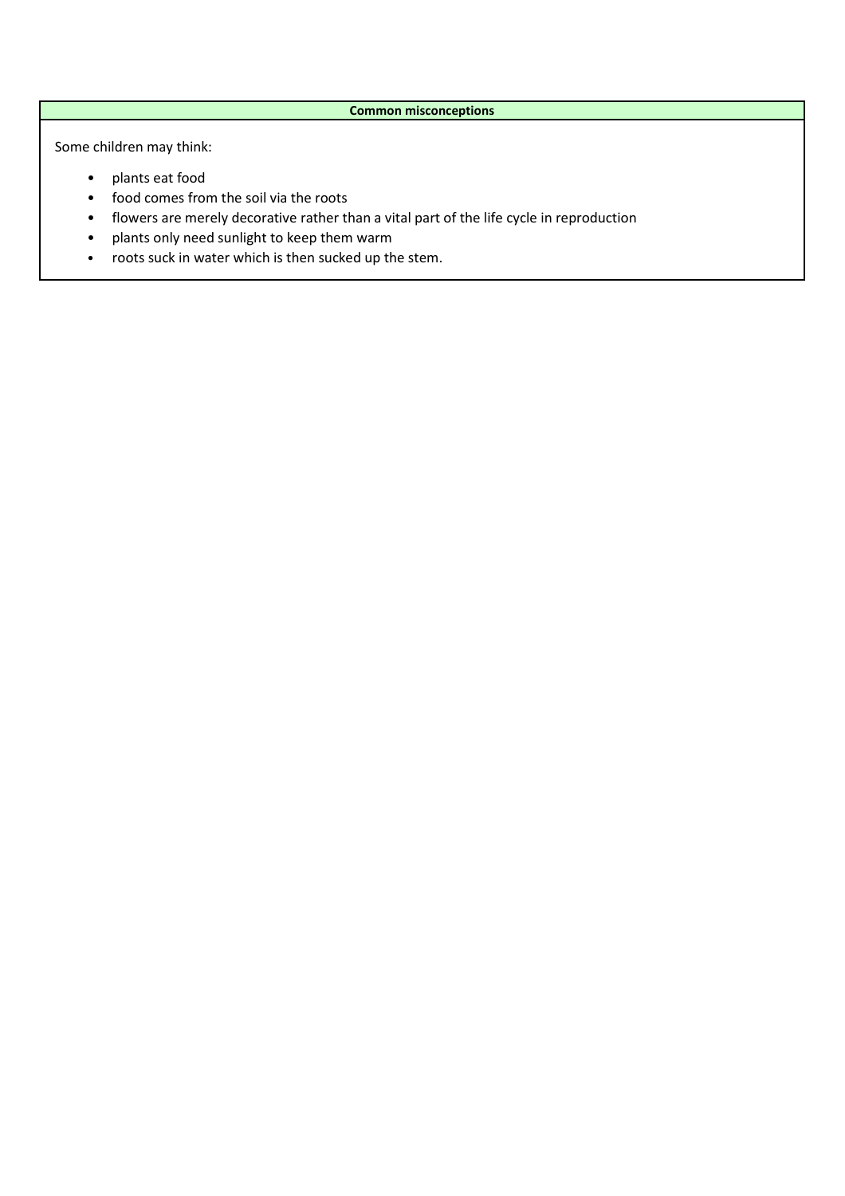**Common misconceptions**

Some children may think:

- plants eat food
- food comes from the soil via the roots
- flowers are merely decorative rather than a vital part of the life cycle in reproduction
- plants only need sunlight to keep them warm
- roots suck in water which is then sucked up the stem.